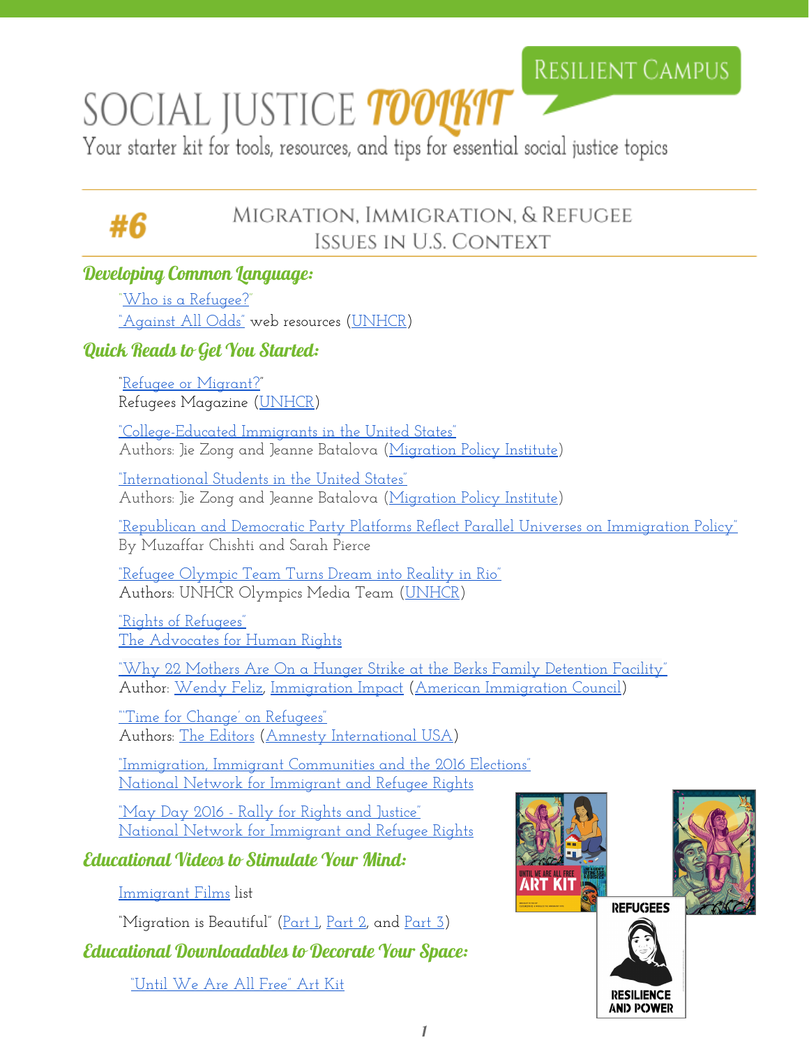Resilient Campus

# SOCIAL JUSTICE TOOLKIT

Your starter kit for tools, resources, and tips for essential social justice topics

## #6 Migration, Immigration, & Refugee Issues in U.S. Context

### Developing Common Language:

"Who is a Refugee?"
"Against All Odds" web resources (UNHCR)

### Quick Reads to Get You Started:

"Refugee or Migrant?"
Refugees Magazine (UNHCR)

"College-Educated Immigrants in the United States"
Authors: Jie Zong and Jeanne Batalova (Migration Policy Institute)

"International Students in the United States"
Authors: Jie Zong and Jeanne Batalova (Migration Policy Institute)

"Republican and Democratic Party Platforms Reflect Parallel Universes on Immigration Policy"
By Muzaffar Chishti and Sarah Pierce

"Refugee Olympic Team Turns Dream into Reality in Rio"
Authors: UNHCR Olympics Media Team (UNHCR)

"Rights of Refugees"
The Advocates for Human Rights

"Why 22 Mothers Are On a Hunger Strike at the Berks Family Detention Facility"
Author: Wendy Feliz, Immigration Impact (American Immigration Council)

"'Time for Change' on Refugees"
Authors: The Editors (Amnesty International USA)

"Immigration, Immigrant Communities and the 2016 Elections"
National Network for Immigrant and Refugee Rights

"May Day 2016 - Rally for Rights and Justice"
National Network for Immigrant and Refugee Rights

### Educational Videos to Stimulate Your Mind:

Immigrant Films list

"Migration is Beautiful" (Part 1, Part 2, and Part 3)

### Educational Downloadables to Decorate Your Space:

"Until We Are All Free" Art Kit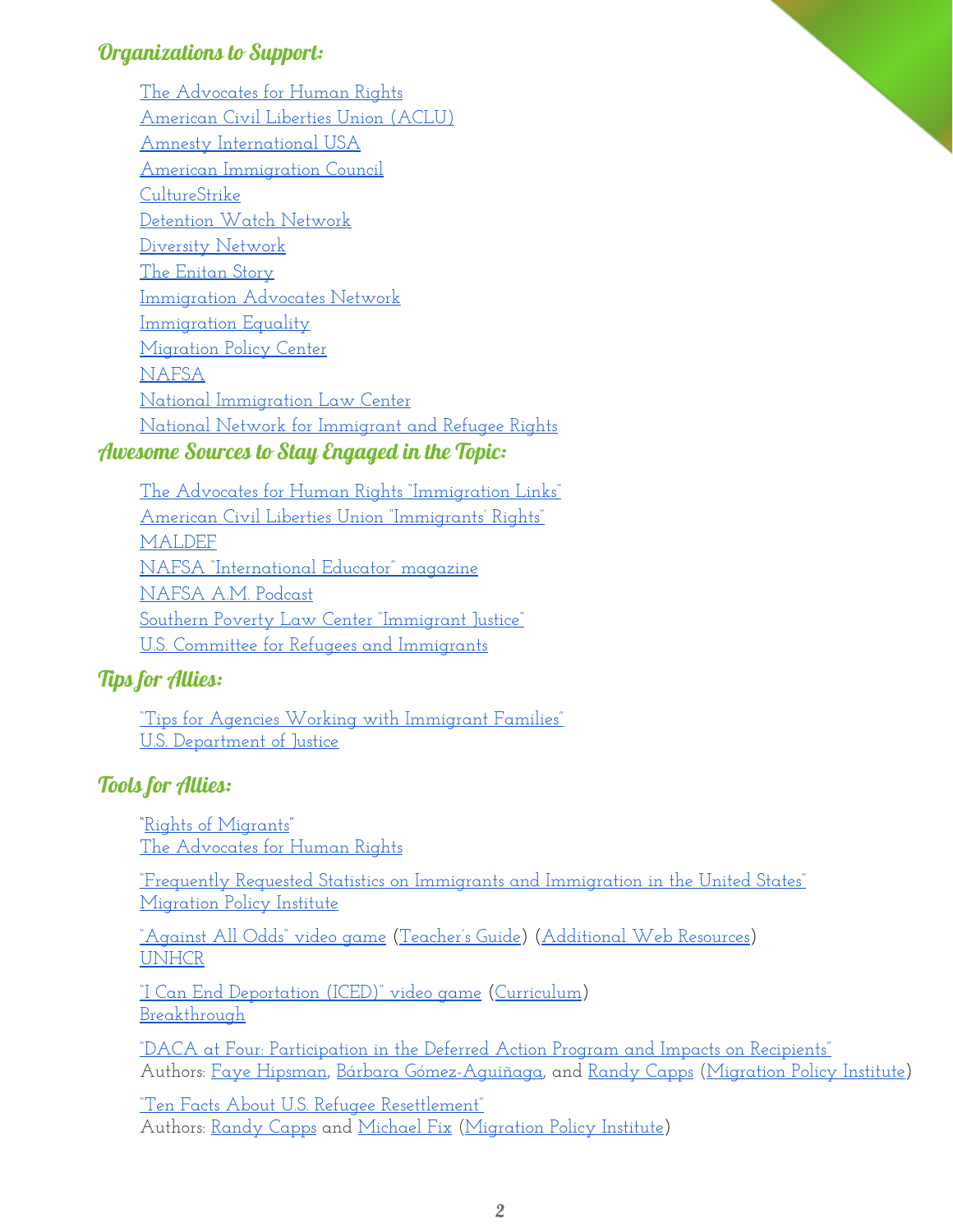## Organizations to Support:

The Advocates for Human Rights
American Civil Liberties Union (ACLU)
Amnesty International USA
American Immigration Council
CultureStrike
Detention Watch Network
Diversity Network
The Enitan Story
Immigration Advocates Network
Immigration Equality
Migration Policy Center
NAFSA
National Immigration Law Center
National Network for Immigrant and Refugee Rights

## Awesome Sources to Stay Engaged in the Topic:

The Advocates for Human Rights "Immigration Links"
American Civil Liberties Union "Immigrants' Rights"
MALDEF
NAFSA "International Educator" magazine
NAFSA A.M. Podcast
Southern Poverty Law Center "Immigrant Justice"
U.S. Committee for Refugees and Immigrants

## Tips for Allies:

"Tips for Agencies Working with Immigrant Families"
U.S. Department of Justice

## Tools for Allies:

"Rights of Migrants"
The Advocates for Human Rights

"Frequently Requested Statistics on Immigrants and Immigration in the United States"
Migration Policy Institute

"Against All Odds" video game (Teacher's Guide) (Additional Web Resources)
UNHCR

"I Can End Deportation (ICED)" video game (Curriculum)
Breakthrough

"DACA at Four: Participation in the Deferred Action Program and Impacts on Recipients"
Authors: Faye Hipsman, Bárbara Gómez-Aguiñaga, and Randy Capps (Migration Policy Institute)

"Ten Facts About U.S. Refugee Resettlement"
Authors: Randy Capps and Michael Fix (Migration Policy Institute)